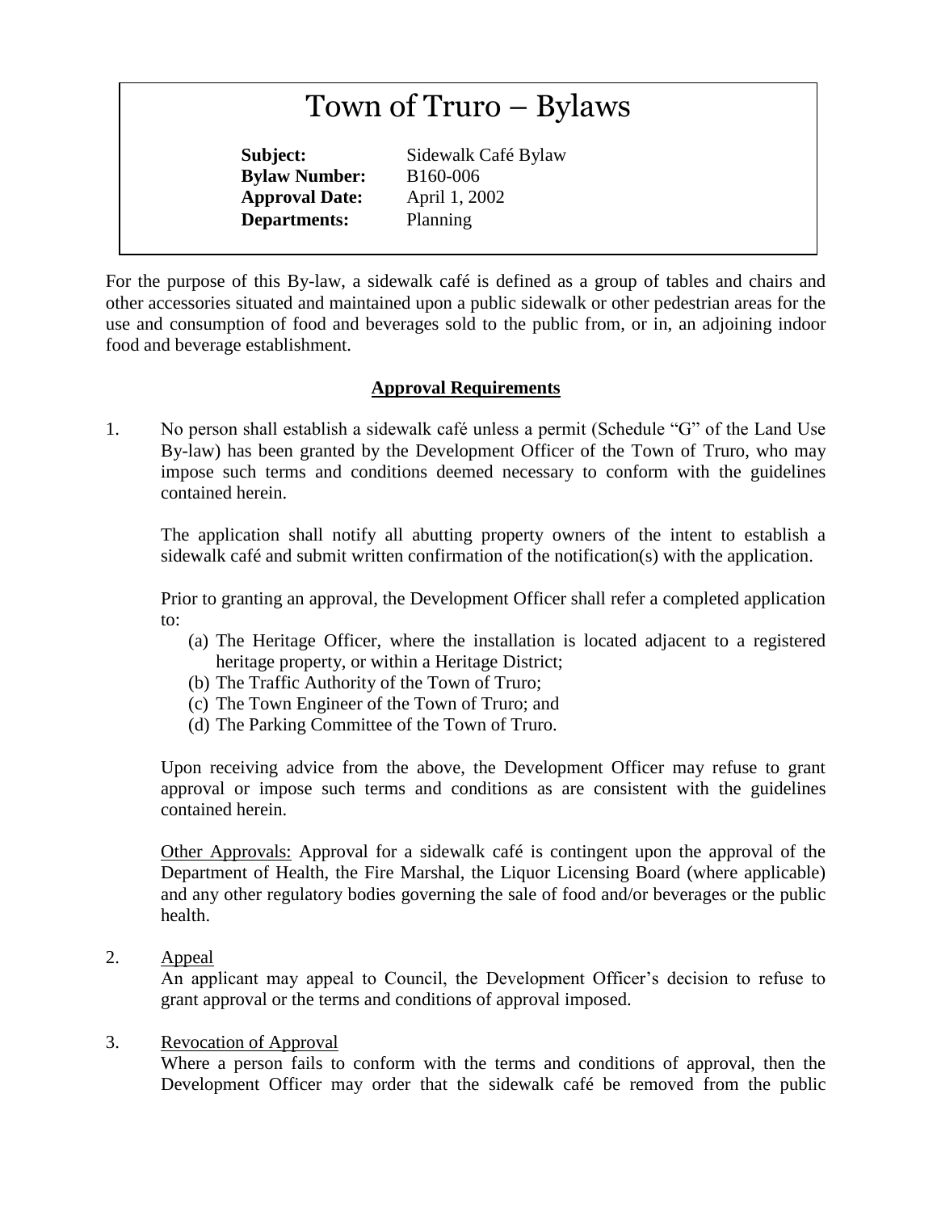# Town of Truro – Bylaws

**Subject:** Sidewalk Café Bylaw
**Bylaw Number:** B160-006
**Approval Date:** April 1, 2002
**Departments:** Planning

For the purpose of this By-law, a sidewalk café is defined as a group of tables and chairs and other accessories situated and maintained upon a public sidewalk or other pedestrian areas for the use and consumption of food and beverages sold to the public from, or in, an adjoining indoor food and beverage establishment.

## Approval Requirements

1. No person shall establish a sidewalk café unless a permit (Schedule "G" of the Land Use By-law) has been granted by the Development Officer of the Town of Truro, who may impose such terms and conditions deemed necessary to conform with the guidelines contained herein.

   The application shall notify all abutting property owners of the intent to establish a sidewalk café and submit written confirmation of the notification(s) with the application.

   Prior to granting an approval, the Development Officer shall refer a completed application to:

   (a) The Heritage Officer, where the installation is located adjacent to a registered heritage property, or within a Heritage District;
   (b) The Traffic Authority of the Town of Truro;
   (c) The Town Engineer of the Town of Truro; and
   (d) The Parking Committee of the Town of Truro.

   Upon receiving advice from the above, the Development Officer may refuse to grant approval or impose such terms and conditions as are consistent with the guidelines contained herein.

   Other Approvals: Approval for a sidewalk café is contingent upon the approval of the Department of Health, the Fire Marshal, the Liquor Licensing Board (where applicable) and any other regulatory bodies governing the sale of food and/or beverages or the public health.

2. Appeal
   An applicant may appeal to Council, the Development Officer's decision to refuse to grant approval or the terms and conditions of approval imposed.

3. Revocation of Approval
   Where a person fails to conform with the terms and conditions of approval, then the Development Officer may order that the sidewalk café be removed from the public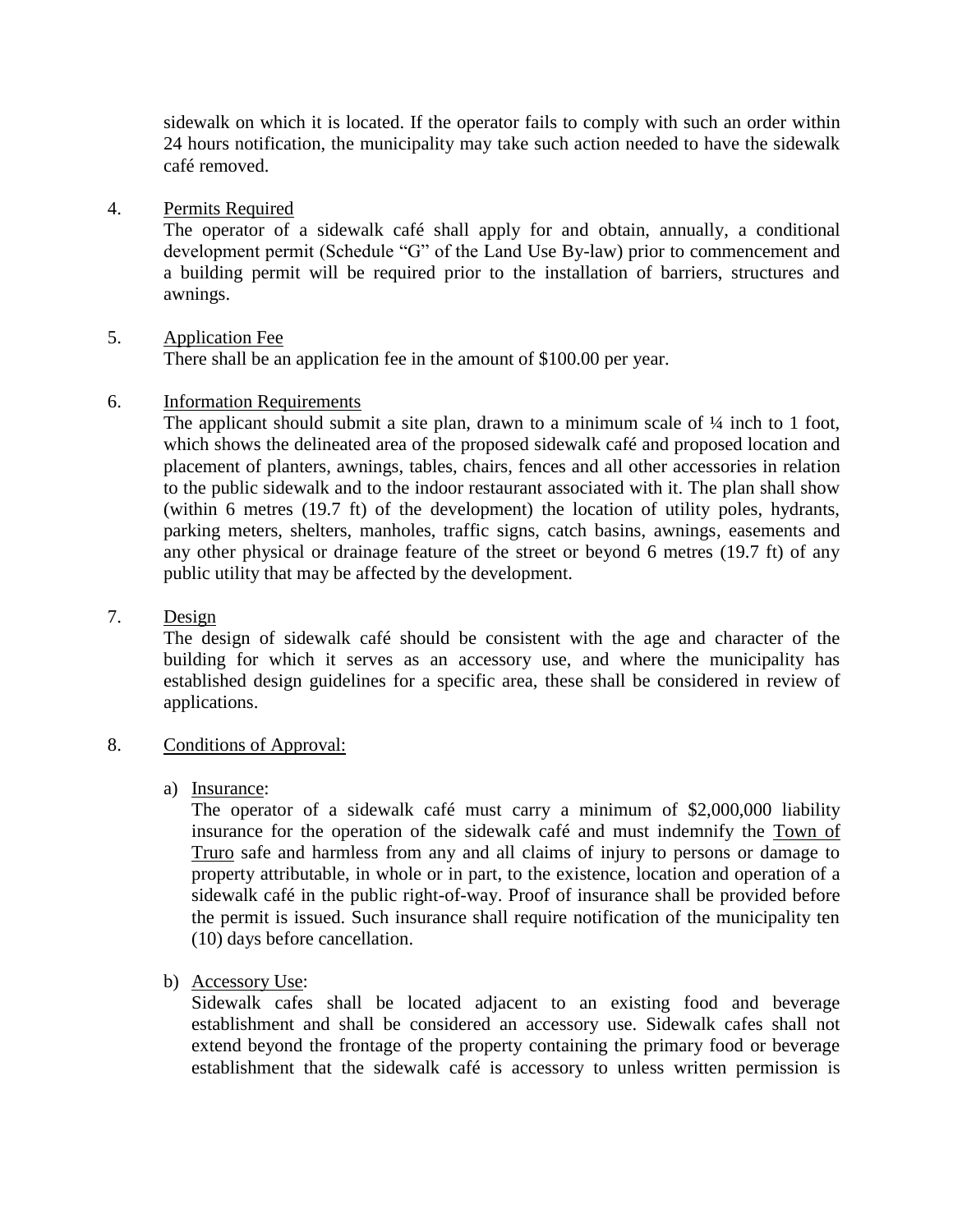sidewalk on which it is located. If the operator fails to comply with such an order within 24 hours notification, the municipality may take such action needed to have the sidewalk café removed.

4. Permits Required

   The operator of a sidewalk café shall apply for and obtain, annually, a conditional development permit (Schedule "G" of the Land Use By-law) prior to commencement and a building permit will be required prior to the installation of barriers, structures and awnings.

5. Application Fee

   There shall be an application fee in the amount of $100.00 per year.

6. Information Requirements

   The applicant should submit a site plan, drawn to a minimum scale of ¼ inch to 1 foot, which shows the delineated area of the proposed sidewalk café and proposed location and placement of planters, awnings, tables, chairs, fences and all other accessories in relation to the public sidewalk and to the indoor restaurant associated with it. The plan shall show (within 6 metres (19.7 ft) of the development) the location of utility poles, hydrants, parking meters, shelters, manholes, traffic signs, catch basins, awnings, easements and any other physical or drainage feature of the street or beyond 6 metres (19.7 ft) of any public utility that may be affected by the development.

7. Design

   The design of sidewalk café should be consistent with the age and character of the building for which it serves as an accessory use, and where the municipality has established design guidelines for a specific area, these shall be considered in review of applications.

8. Conditions of Approval:

   a) Insurance:

      The operator of a sidewalk café must carry a minimum of $2,000,000 liability insurance for the operation of the sidewalk café and must indemnify the Town of Truro safe and harmless from any and all claims of injury to persons or damage to property attributable, in whole or in part, to the existence, location and operation of a sidewalk café in the public right-of-way. Proof of insurance shall be provided before the permit is issued. Such insurance shall require notification of the municipality ten (10) days before cancellation.

   b) Accessory Use:

      Sidewalk cafes shall be located adjacent to an existing food and beverage establishment and shall be considered an accessory use. Sidewalk cafes shall not extend beyond the frontage of the property containing the primary food or beverage establishment that the sidewalk café is accessory to unless written permission is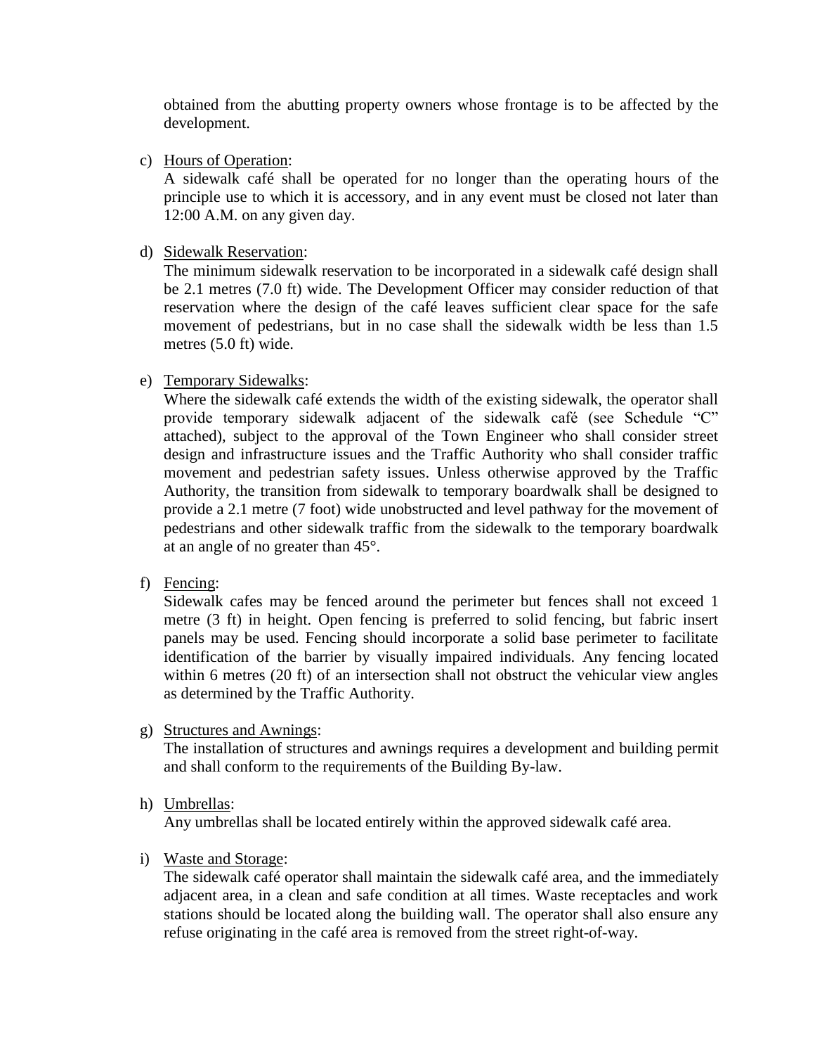obtained from the abutting property owners whose frontage is to be affected by the development.

c) <u>Hours of Operation</u>:
   A sidewalk café shall be operated for no longer than the operating hours of the principle use to which it is accessory, and in any event must be closed not later than 12:00 A.M. on any given day.

d) <u>Sidewalk Reservation</u>:
   The minimum sidewalk reservation to be incorporated in a sidewalk café design shall be 2.1 metres (7.0 ft) wide. The Development Officer may consider reduction of that reservation where the design of the café leaves sufficient clear space for the safe movement of pedestrians, but in no case shall the sidewalk width be less than 1.5 metres (5.0 ft) wide.

e) <u>Temporary Sidewalks</u>:
   Where the sidewalk café extends the width of the existing sidewalk, the operator shall provide temporary sidewalk adjacent of the sidewalk café (see Schedule "C" attached), subject to the approval of the Town Engineer who shall consider street design and infrastructure issues and the Traffic Authority who shall consider traffic movement and pedestrian safety issues. Unless otherwise approved by the Traffic Authority, the transition from sidewalk to temporary boardwalk shall be designed to provide a 2.1 metre (7 foot) wide unobstructed and level pathway for the movement of pedestrians and other sidewalk traffic from the sidewalk to the temporary boardwalk at an angle of no greater than 45°.

f) <u>Fencing</u>:
   Sidewalk cafes may be fenced around the perimeter but fences shall not exceed 1 metre (3 ft) in height. Open fencing is preferred to solid fencing, but fabric insert panels may be used. Fencing should incorporate a solid base perimeter to facilitate identification of the barrier by visually impaired individuals. Any fencing located within 6 metres (20 ft) of an intersection shall not obstruct the vehicular view angles as determined by the Traffic Authority.

g) <u>Structures and Awnings</u>:
   The installation of structures and awnings requires a development and building permit and shall conform to the requirements of the Building By-law.

h) <u>Umbrellas</u>:
   Any umbrellas shall be located entirely within the approved sidewalk café area.

i) <u>Waste and Storage</u>:
   The sidewalk café operator shall maintain the sidewalk café area, and the immediately adjacent area, in a clean and safe condition at all times. Waste receptacles and work stations should be located along the building wall. The operator shall also ensure any refuse originating in the café area is removed from the street right-of-way.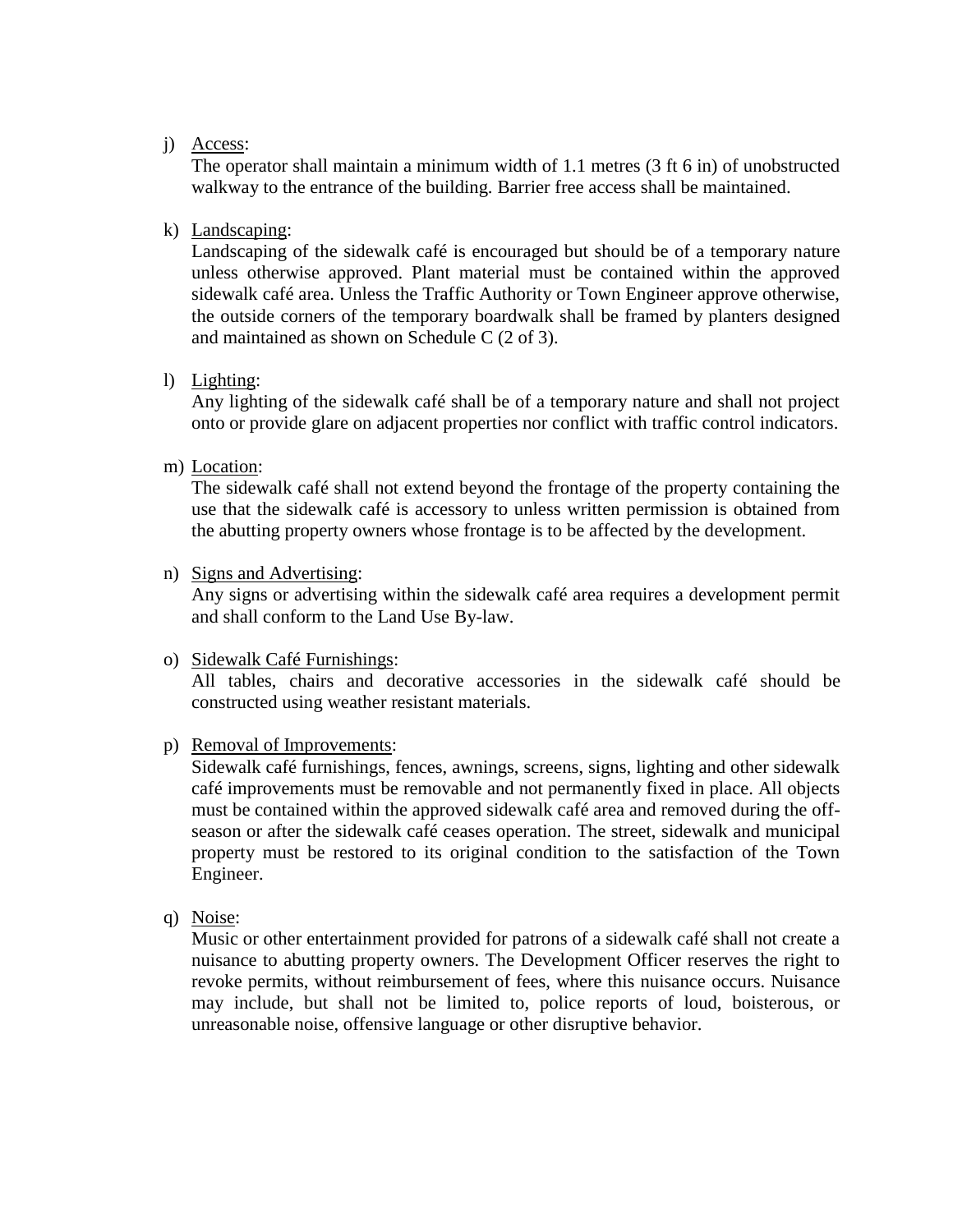j) <u>Access</u>:
   The operator shall maintain a minimum width of 1.1 metres (3 ft 6 in) of unobstructed walkway to the entrance of the building. Barrier free access shall be maintained.

k) <u>Landscaping</u>:
   Landscaping of the sidewalk café is encouraged but should be of a temporary nature unless otherwise approved. Plant material must be contained within the approved sidewalk café area. Unless the Traffic Authority or Town Engineer approve otherwise, the outside corners of the temporary boardwalk shall be framed by planters designed and maintained as shown on Schedule C (2 of 3).

l) <u>Lighting</u>:
   Any lighting of the sidewalk café shall be of a temporary nature and shall not project onto or provide glare on adjacent properties nor conflict with traffic control indicators.

m) <u>Location</u>:
   The sidewalk café shall not extend beyond the frontage of the property containing the use that the sidewalk café is accessory to unless written permission is obtained from the abutting property owners whose frontage is to be affected by the development.

n) <u>Signs and Advertising</u>:
   Any signs or advertising within the sidewalk café area requires a development permit and shall conform to the Land Use By-law.

o) <u>Sidewalk Café Furnishings</u>:
   All tables, chairs and decorative accessories in the sidewalk café should be constructed using weather resistant materials.

p) <u>Removal of Improvements</u>:
   Sidewalk café furnishings, fences, awnings, screens, signs, lighting and other sidewalk café improvements must be removable and not permanently fixed in place. All objects must be contained within the approved sidewalk café area and removed during the off-season or after the sidewalk café ceases operation. The street, sidewalk and municipal property must be restored to its original condition to the satisfaction of the Town Engineer.

q) <u>Noise</u>:
   Music or other entertainment provided for patrons of a sidewalk café shall not create a nuisance to abutting property owners. The Development Officer reserves the right to revoke permits, without reimbursement of fees, where this nuisance occurs. Nuisance may include, but shall not be limited to, police reports of loud, boisterous, or unreasonable noise, offensive language or other disruptive behavior.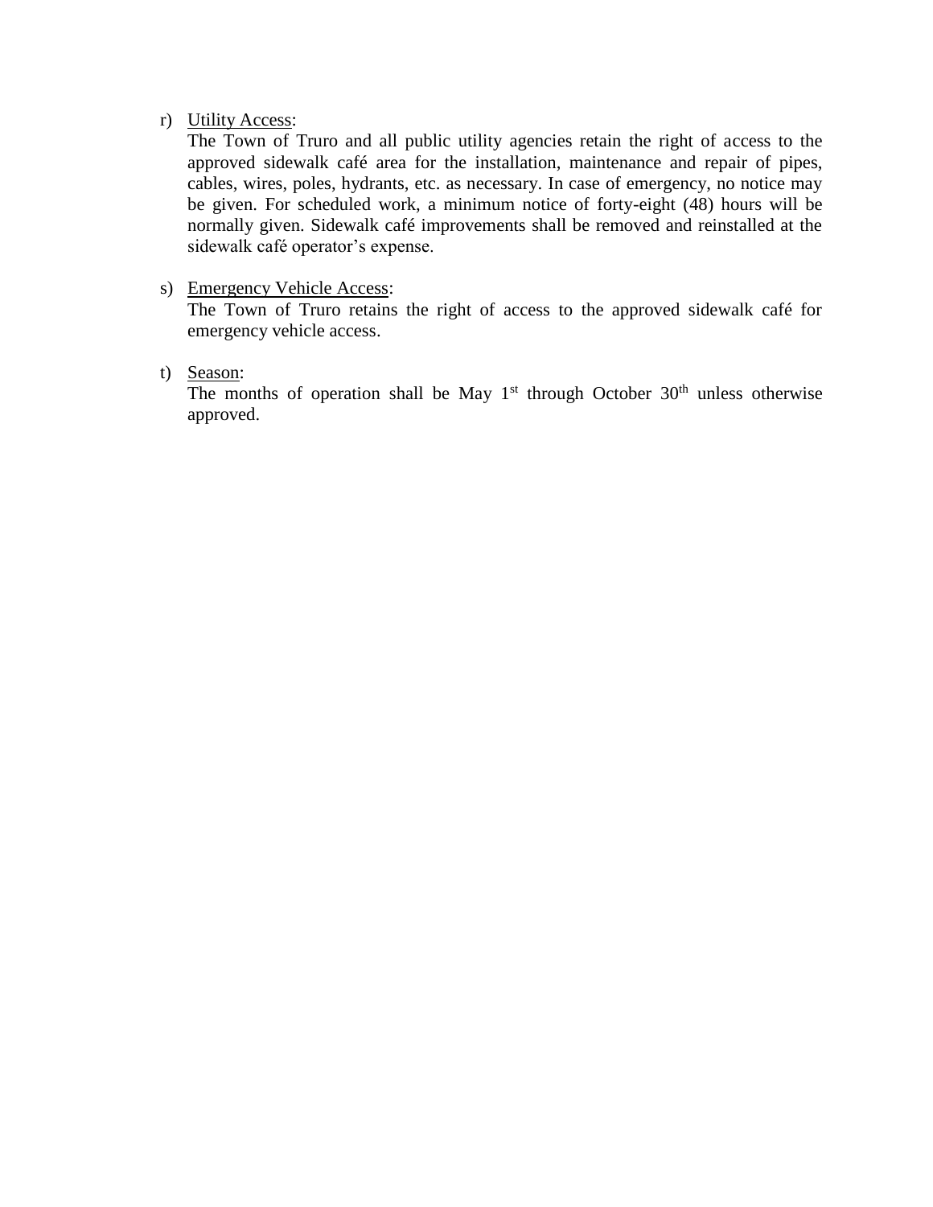r) <u>Utility Access</u>:
   The Town of Truro and all public utility agencies retain the right of access to the approved sidewalk café area for the installation, maintenance and repair of pipes, cables, wires, poles, hydrants, etc. as necessary. In case of emergency, no notice may be given. For scheduled work, a minimum notice of forty-eight (48) hours will be normally given. Sidewalk café improvements shall be removed and reinstalled at the sidewalk café operator's expense.

s) <u>Emergency Vehicle Access</u>:
   The Town of Truro retains the right of access to the approved sidewalk café for emergency vehicle access.

t) <u>Season</u>:
   The months of operation shall be May 1st through October 30th unless otherwise approved.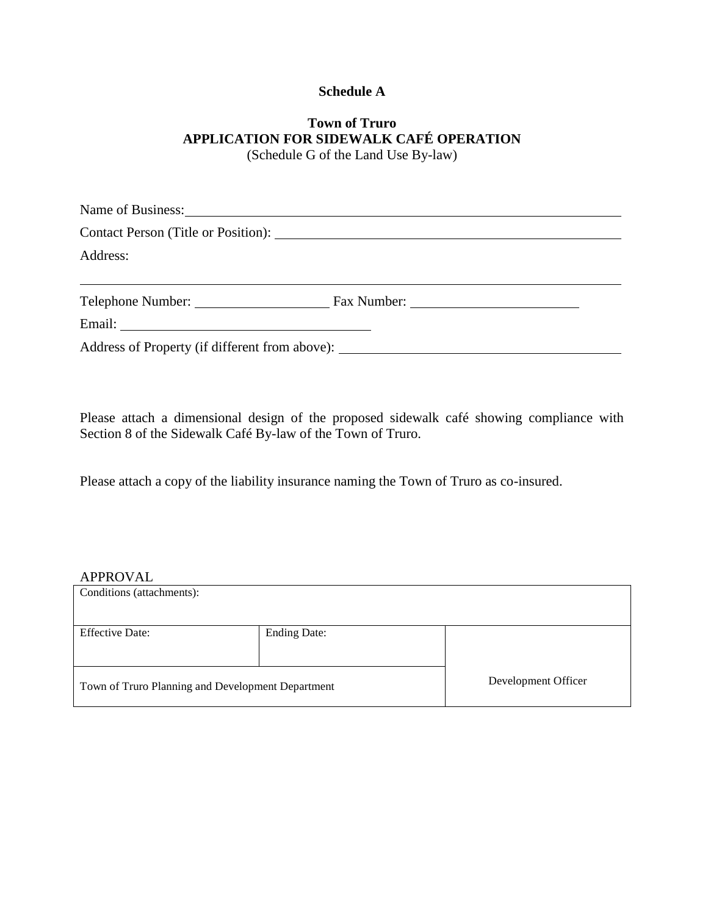**Schedule A**

**Town of Truro**
**APPLICATION FOR SIDEWALK CAFÉ OPERATION**
(Schedule G of the Land Use By-law)

Name of Business: ____________________________________________

Contact Person (Title or Position): ______________________________

Address:

______________________________________________________________

Telephone Number: ________________ Fax Number: ________________

Email: ______________________________

Address of Property (if different from above): ______________________

Please attach a dimensional design of the proposed sidewalk café showing compliance with Section 8 of the Sidewalk Café By-law of the Town of Truro.

Please attach a copy of the liability insurance naming the Town of Truro as co-insured.

APPROVAL

| Conditions (attachments): | | |
|---|---|---|
| Effective Date: | Ending Date: | Development Officer |
| Town of Truro Planning and Development Department | | |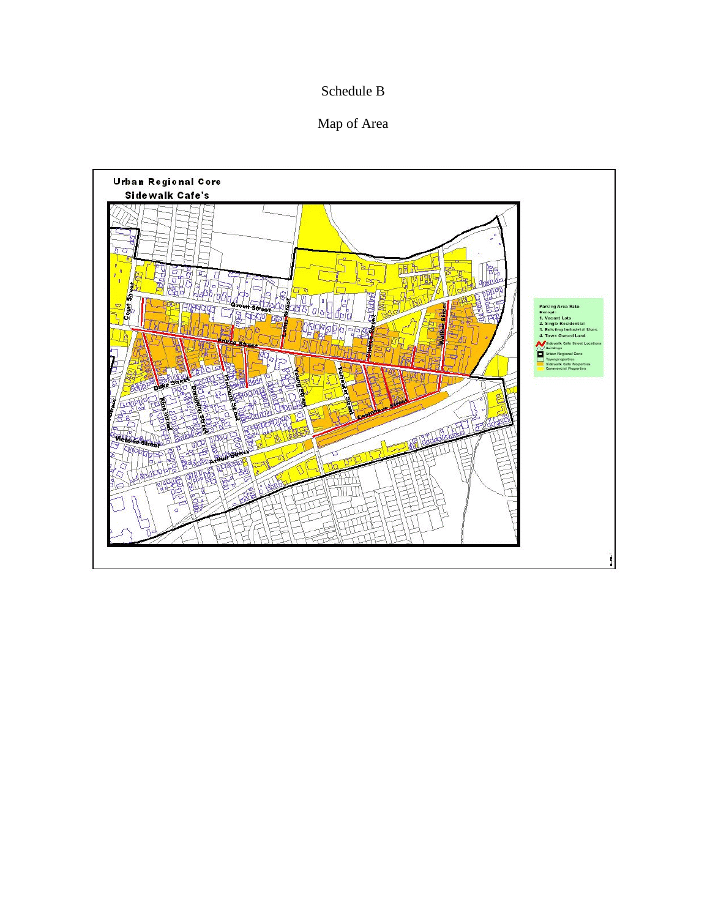Schedule B

Map of Area

Urban Regional Core

Sidewalk Cafe's

Parking Area Rate
Except:
1. Vacant Lots
2. Single Residential
3. Existing Industrial Uses
4. Town Owned Land

Sidewalk Cafe Street Locations
Buildings
Urban Regional Core
Townproperties
Sidewalk Cafe Properties
Commercial Properties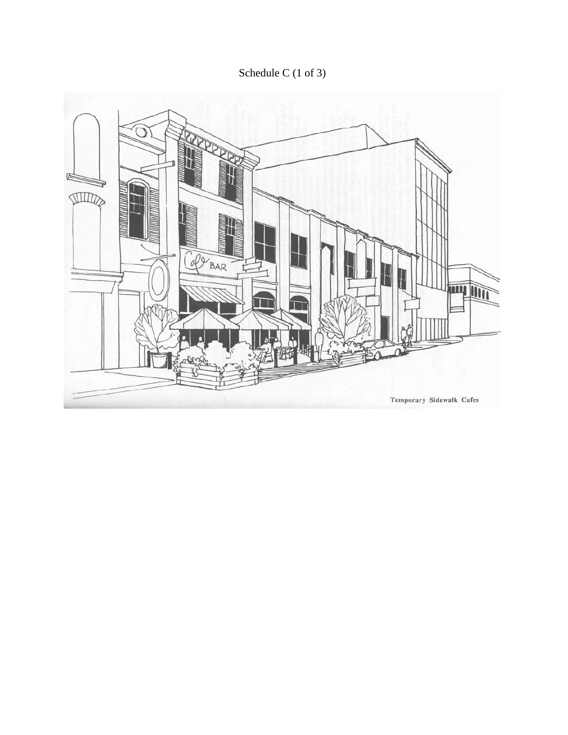Schedule C (1 of 3)

Temporary Sidewalk Cafes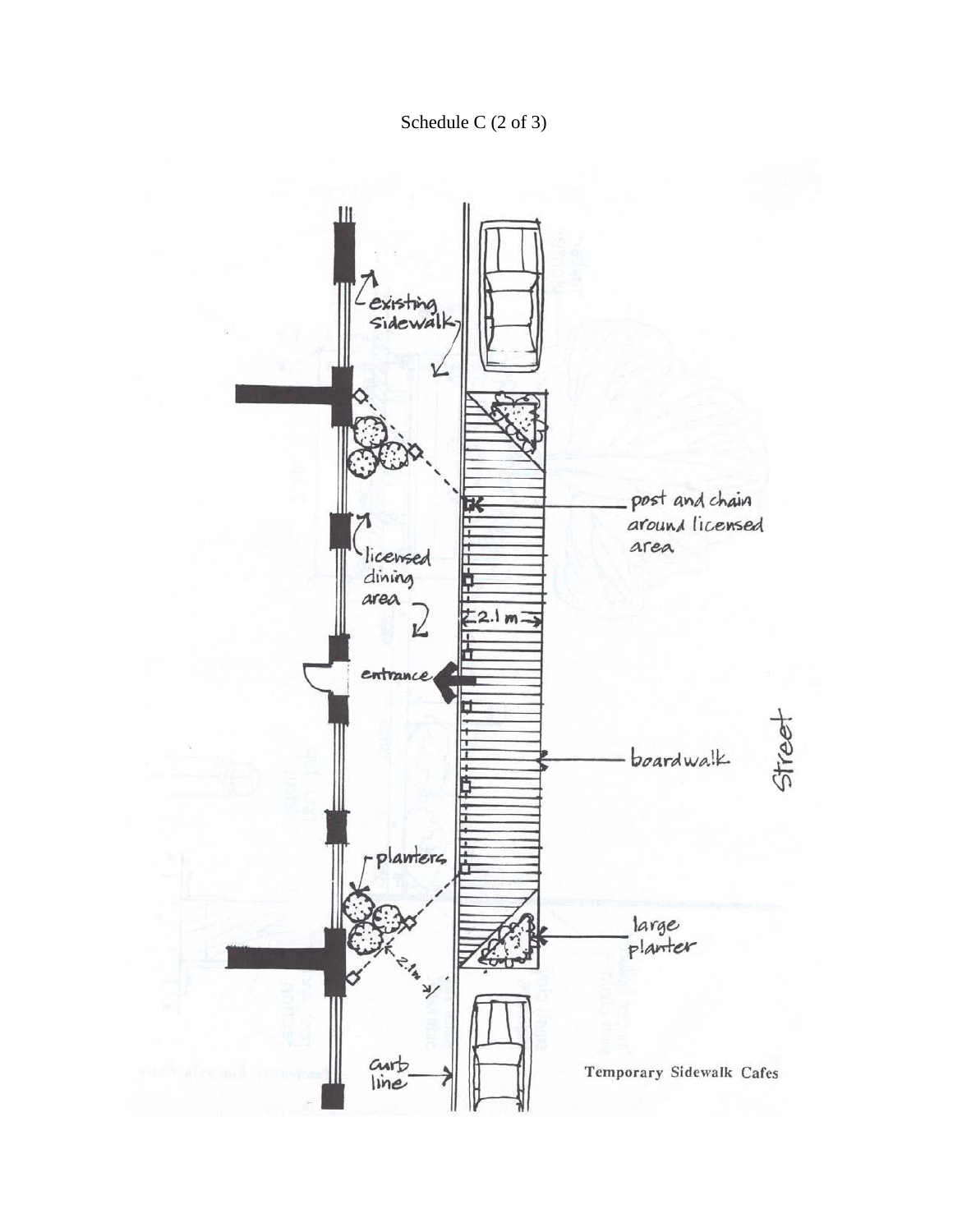Schedule C (2 of 3)

existing sidewalk

post and chain around licensed area

licensed dining area

2.1 m

entrance

boardwalk

Street

planters

large planter

2.1m

curb line

Temporary Sidewalk Cafes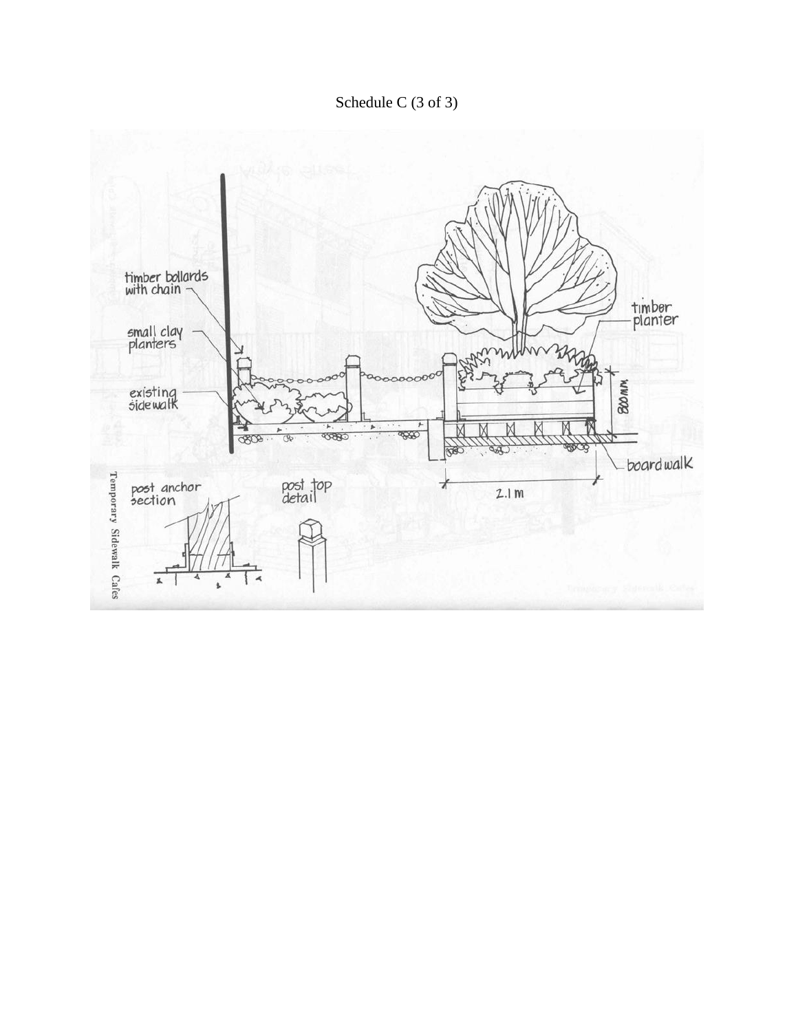Schedule C (3 of 3)

timber bollards with chain

small clay planters

existing sidewalk

timber planter

800 MM

boardwalk

2.1 m

post anchor section

post top detail

Temporary Sidewalk Cafes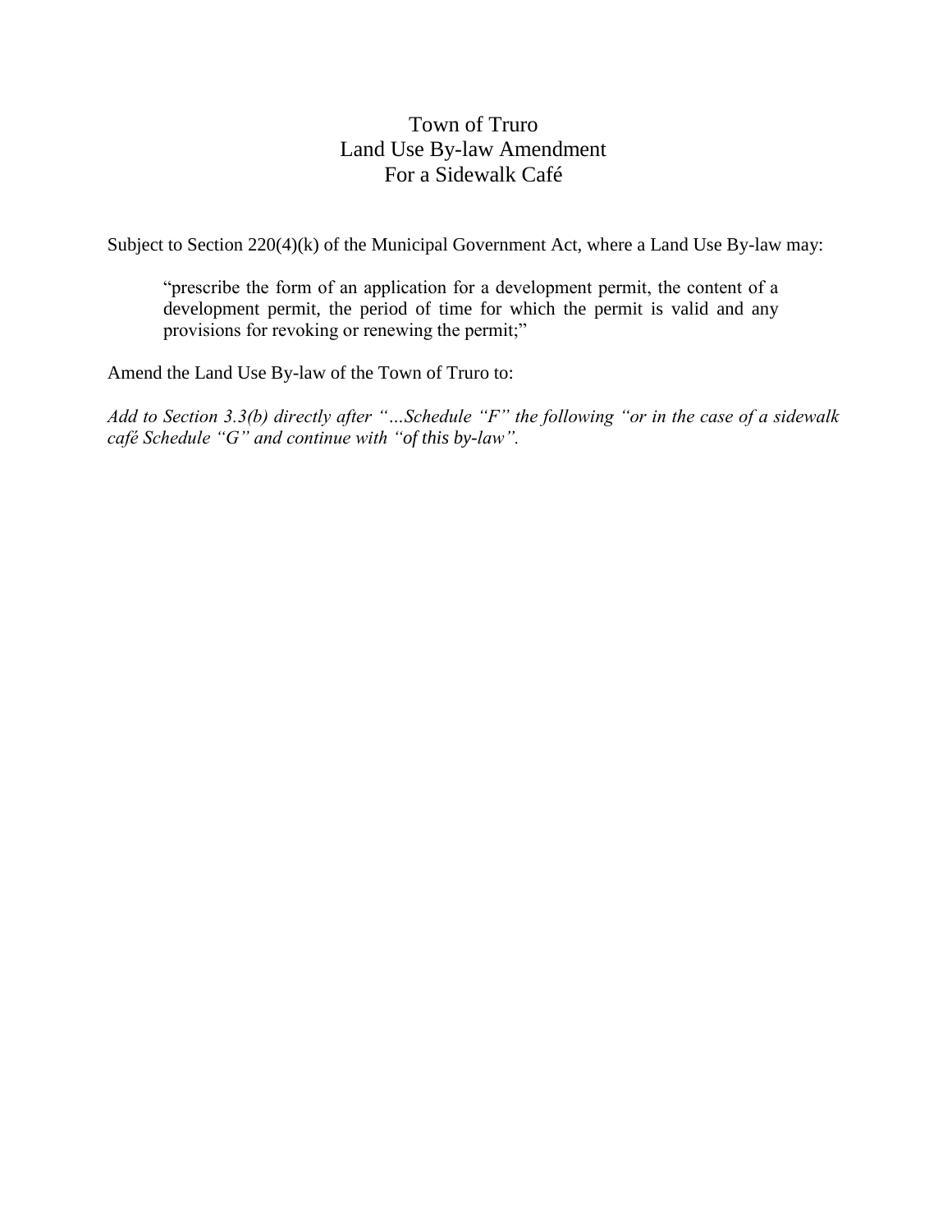# Town of Truro
# Land Use By-law Amendment
# For a Sidewalk Café

Subject to Section 220(4)(k) of the Municipal Government Act, where a Land Use By-law may:

> "prescribe the form of an application for a development permit, the content of a development permit, the period of time for which the permit is valid and any provisions for revoking or renewing the permit;"

Amend the Land Use By-law of the Town of Truro to:

*Add to Section 3.3(b) directly after "…Schedule "F" the following "or in the case of a sidewalk café Schedule "G" and continue with "of this by-law".*